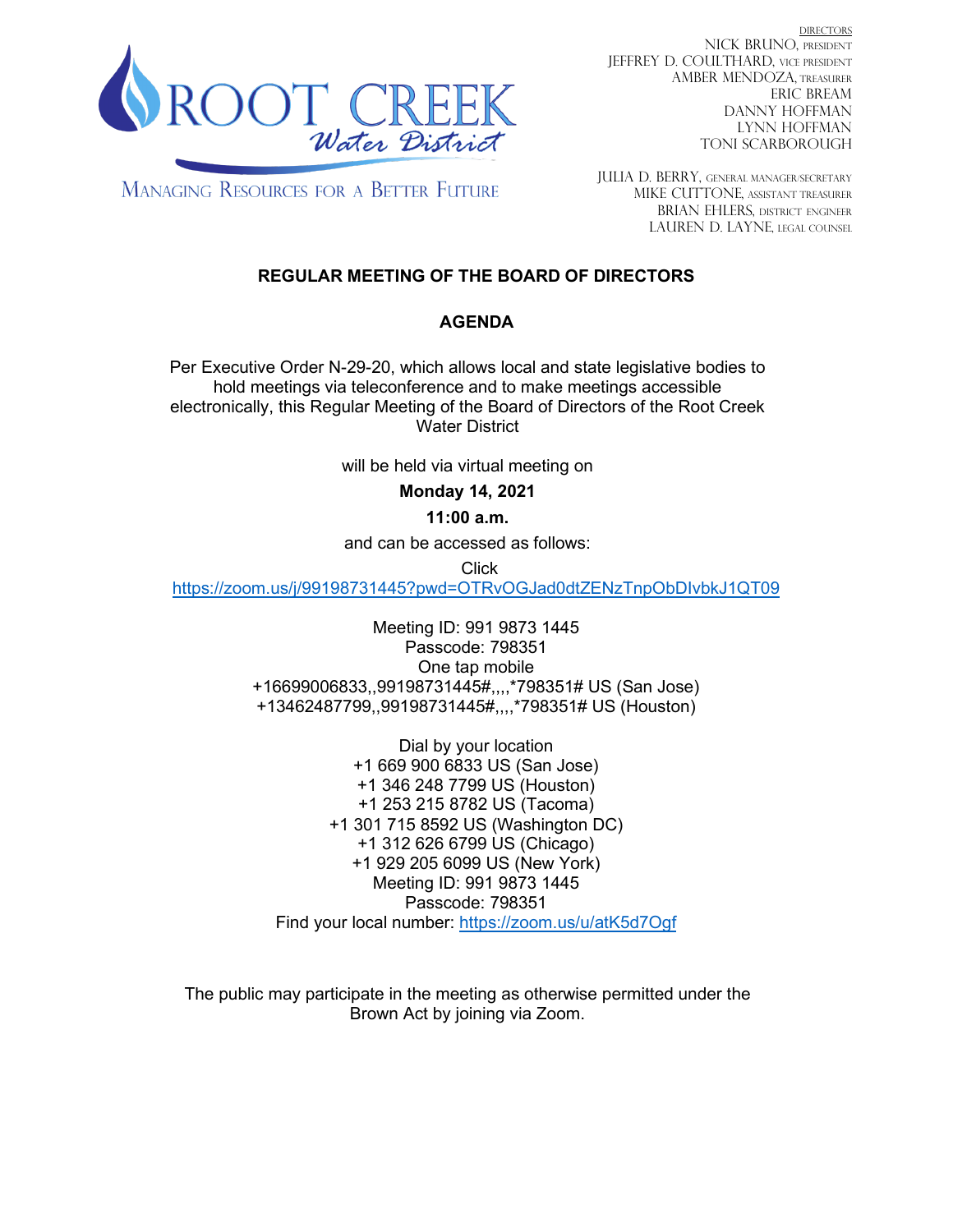ROOT CREEK
*Water District*

MANAGING RESOURCES FOR A BETTER FUTURE

DIRECTORS
NICK BRUNO, PRESIDENT
JEFFREY D. COULTHARD, VICE PRESIDENT
AMBER MENDOZA, TREASURER
ERIC BREAM
DANNY HOFFMAN
LYNN HOFFMAN
TONI SCARBOROUGH

JULIA D. BERRY, GENERAL MANAGER/SECRETARY
MIKE CUTTONE, ASSISTANT TREASURER
BRIAN EHLERS, DISTRICT ENGINEER
LAUREN D. LAYNE, LEGAL COUNSEL

# REGULAR MEETING OF THE BOARD OF DIRECTORS

## AGENDA

Per Executive Order N-29-20, which allows local and state legislative bodies to hold meetings via teleconference and to make meetings accessible electronically, this Regular Meeting of the Board of Directors of the Root Creek Water District

will be held via virtual meeting on

**Monday 14, 2021**

**11:00 a.m.**

and can be accessed as follows:

Click
https://zoom.us/j/99198731445?pwd=OTRvOGJad0dtZENzTnpObDIvbkJ1QT09

Meeting ID: 991 9873 1445
Passcode: 798351
One tap mobile
+16699006833,,99198731445#,,,,*798351# US (San Jose)
+13462487799,,99198731445#,,,,*798351# US (Houston)

Dial by your location
+1 669 900 6833 US (San Jose)
+1 346 248 7799 US (Houston)
+1 253 215 8782 US (Tacoma)
+1 301 715 8592 US (Washington DC)
+1 312 626 6799 US (Chicago)
+1 929 205 6099 US (New York)
Meeting ID: 991 9873 1445
Passcode: 798351
Find your local number: https://zoom.us/u/atK5d7Ogf

The public may participate in the meeting as otherwise permitted under the Brown Act by joining via Zoom.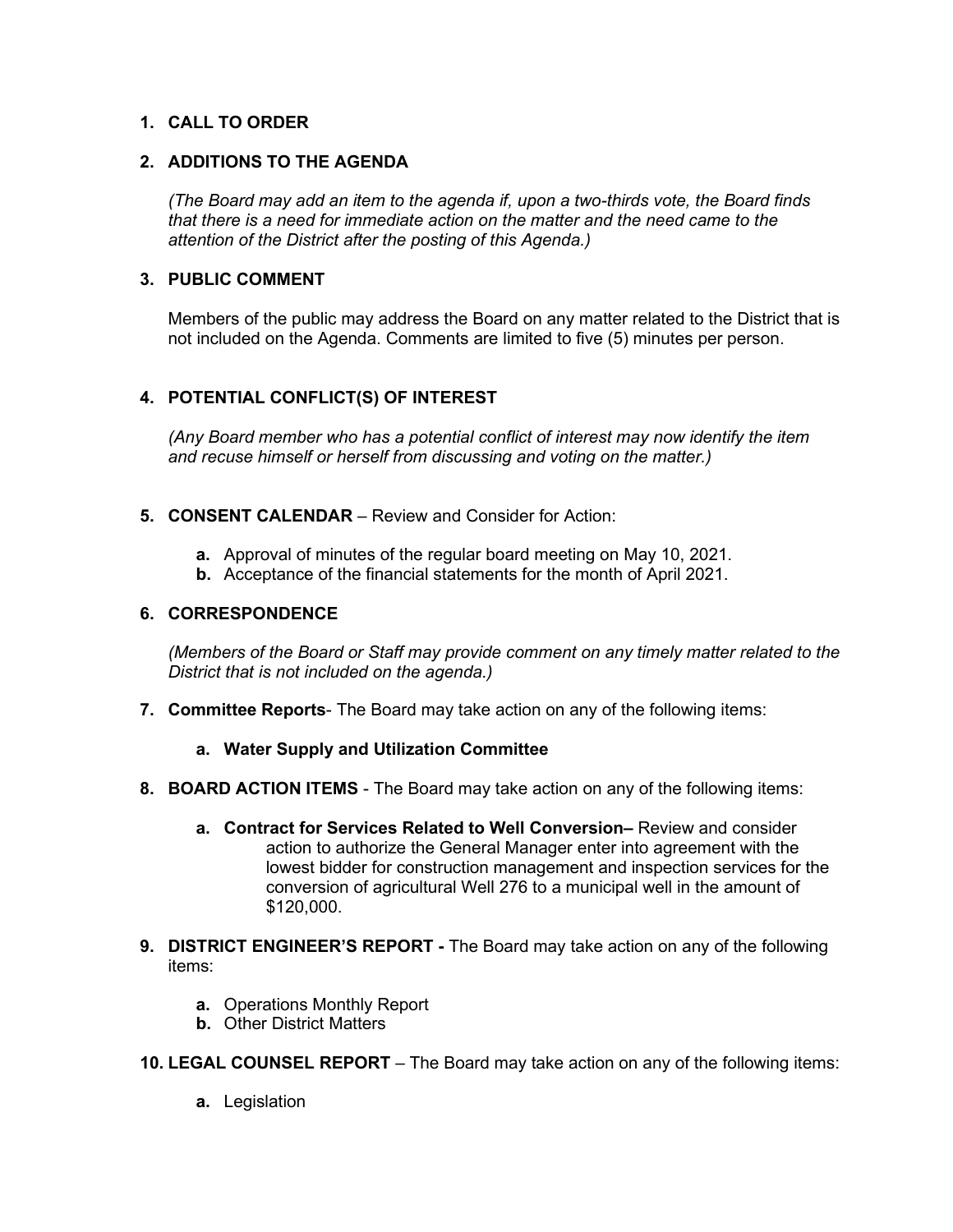**1. CALL TO ORDER**

**2. ADDITIONS TO THE AGENDA**

*(The Board may add an item to the agenda if, upon a two-thirds vote, the Board finds that there is a need for immediate action on the matter and the need came to the attention of the District after the posting of this Agenda.)*

**3. PUBLIC COMMENT**

Members of the public may address the Board on any matter related to the District that is not included on the Agenda. Comments are limited to five (5) minutes per person.

**4. POTENTIAL CONFLICT(S) OF INTEREST**

*(Any Board member who has a potential conflict of interest may now identify the item and recuse himself or herself from discussing and voting on the matter.)*

**5. CONSENT CALENDAR** – Review and Consider for Action:

- **a.** Approval of minutes of the regular board meeting on May 10, 2021.
- **b.** Acceptance of the financial statements for the month of April 2021.

**6. CORRESPONDENCE**

*(Members of the Board or Staff may provide comment on any timely matter related to the District that is not included on the agenda.)*

**7. Committee Reports**- The Board may take action on any of the following items:

- **a. Water Supply and Utilization Committee**

**8. BOARD ACTION ITEMS** - The Board may take action on any of the following items:

- **a. Contract for Services Related to Well Conversion–** Review and consider action to authorize the General Manager enter into agreement with the lowest bidder for construction management and inspection services for the conversion of agricultural Well 276 to a municipal well in the amount of $120,000.

**9. DISTRICT ENGINEER'S REPORT -** The Board may take action on any of the following items:

- **a.** Operations Monthly Report
- **b.** Other District Matters

**10. LEGAL COUNSEL REPORT** – The Board may take action on any of the following items:

- **a.** Legislation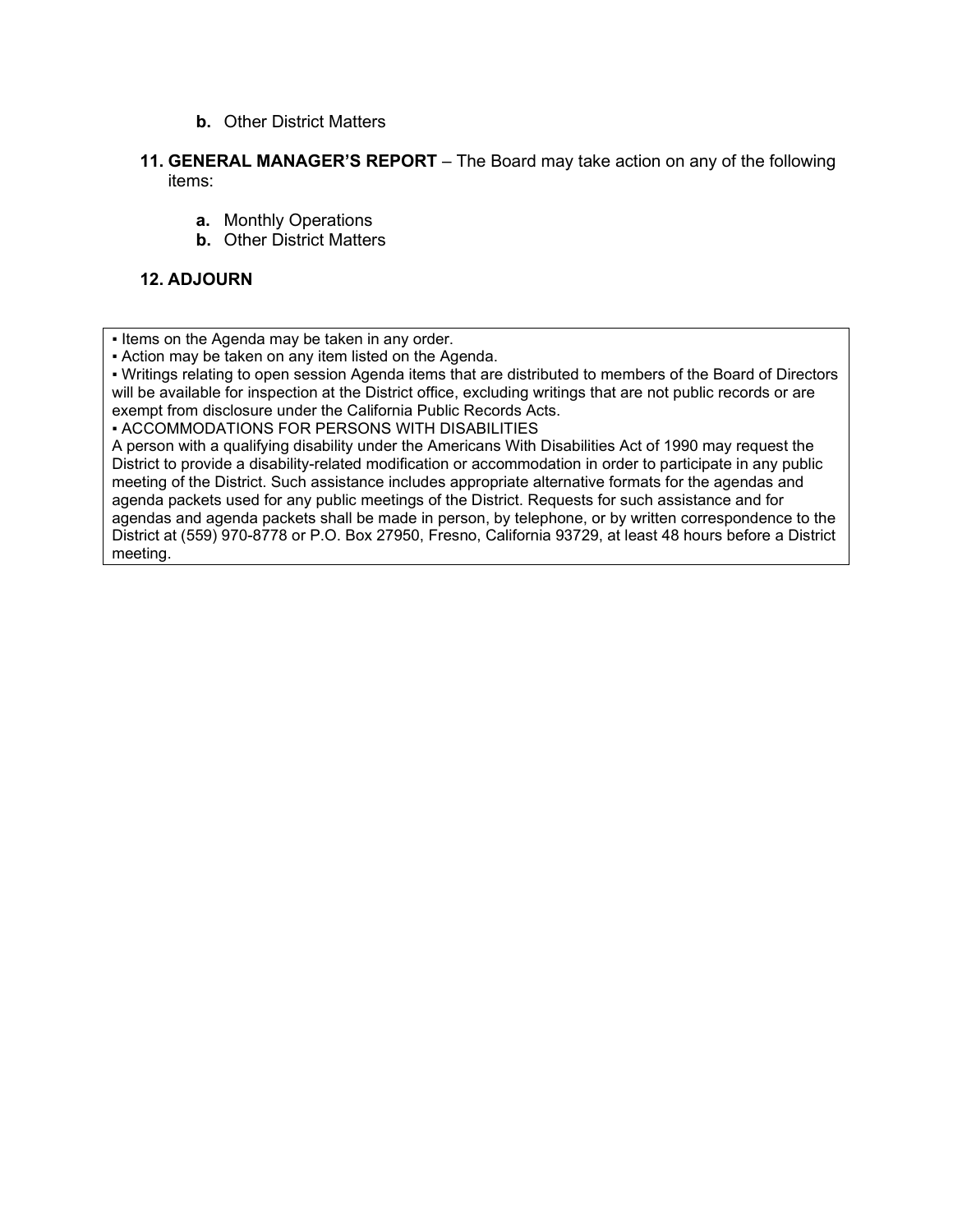**b.** Other District Matters

**11. GENERAL MANAGER'S REPORT** – The Board may take action on any of the following items:

   **a.** Monthly Operations
   **b.** Other District Matters

**12. ADJOURN**

▪ Items on the Agenda may be taken in any order.
▪ Action may be taken on any item listed on the Agenda.
▪ Writings relating to open session Agenda items that are distributed to members of the Board of Directors will be available for inspection at the District office, excluding writings that are not public records or are exempt from disclosure under the California Public Records Acts.
▪ ACCOMMODATIONS FOR PERSONS WITH DISABILITIES
A person with a qualifying disability under the Americans With Disabilities Act of 1990 may request the District to provide a disability-related modification or accommodation in order to participate in any public meeting of the District. Such assistance includes appropriate alternative formats for the agendas and agenda packets used for any public meetings of the District. Requests for such assistance and for agendas and agenda packets shall be made in person, by telephone, or by written correspondence to the District at (559) 970-8778 or P.O. Box 27950, Fresno, California 93729, at least 48 hours before a District meeting.